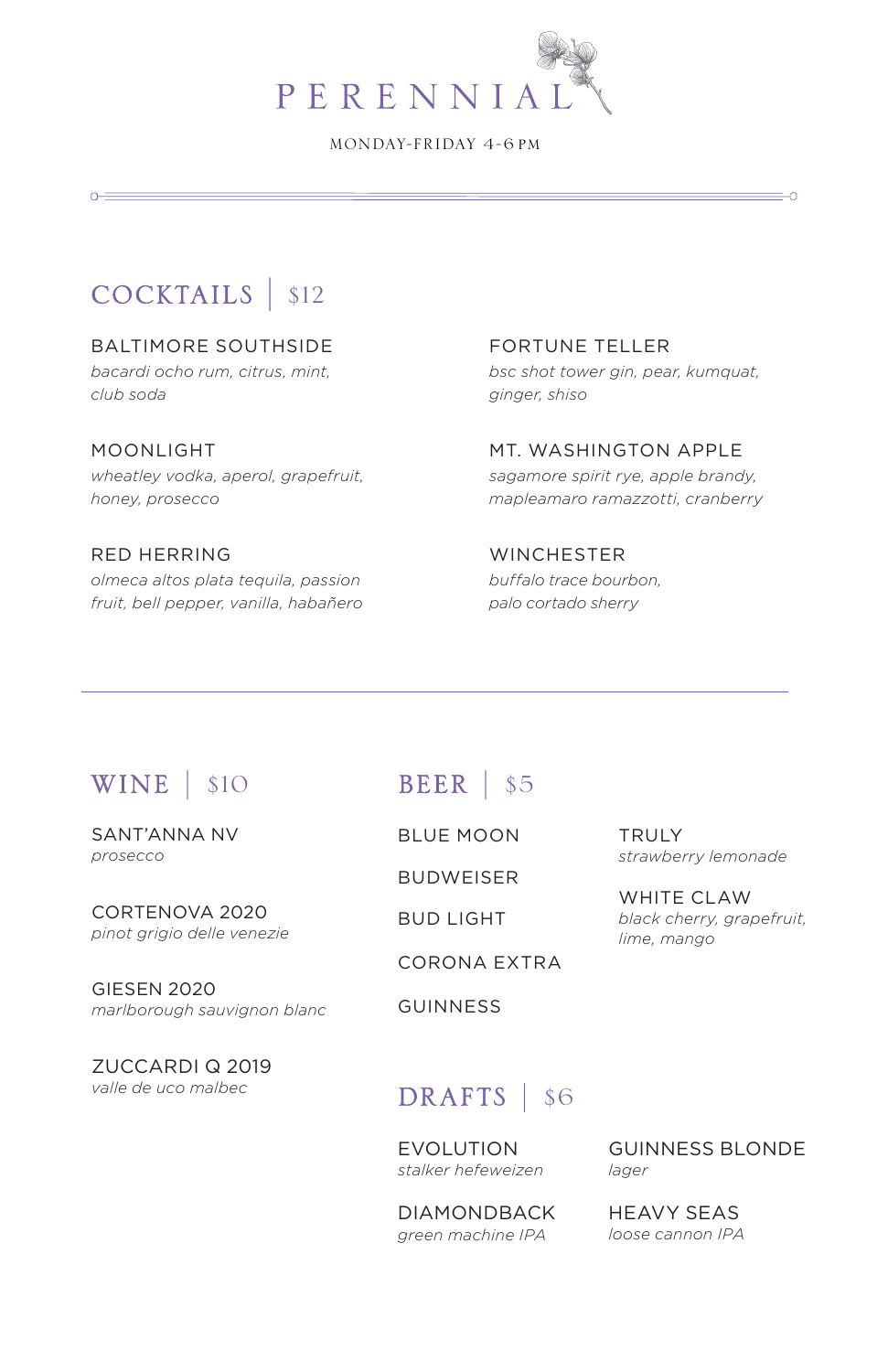# PERENNIAL

MONDAY-FRIDAY 4-6 PM

## COCKTAILS | $12

**BALTIMORE SOUTHSIDE**
*bacardi ocho rum, citrus, mint, club soda*

**MOONLIGHT**
*wheatley vodka, aperol, grapefruit, honey, prosecco*

**RED HERRING**
*olmeca altos plata tequila, passion fruit, bell pepper, vanilla, habañero*

**FORTUNE TELLER**
*bsc shot tower gin, pear, kumquat, ginger, shiso*

**MT. WASHINGTON APPLE**
*sagamore spirit rye, apple brandy, mapleamaro ramazzotti, cranberry*

**WINCHESTER**
*buffalo trace bourbon, palo cortado sherry*

---

## WINE | $10

**SANT'ANNA NV**
*prosecco*

**CORTENOVA 2020**
*pinot grigio delle venezie*

**GIESEN 2020**
*marlborough sauvignon blanc*

**ZUCCARDI Q 2019**
*valle de uco malbec*

## BEER | $5

**BLUE MOON**

**BUDWEISER**

**BUD LIGHT**

**CORONA EXTRA**

**GUINNESS**

**TRULY**
*strawberry lemonade*

**WHITE CLAW**
*black cherry, grapefruit, lime, mango*

## DRAFTS | $6

**EVOLUTION**
*stalker hefeweizen*

**DIAMONDBACK**
*green machine IPA*

**GUINNESS BLONDE**
*lager*

**HEAVY SEAS**
*loose cannon IPA*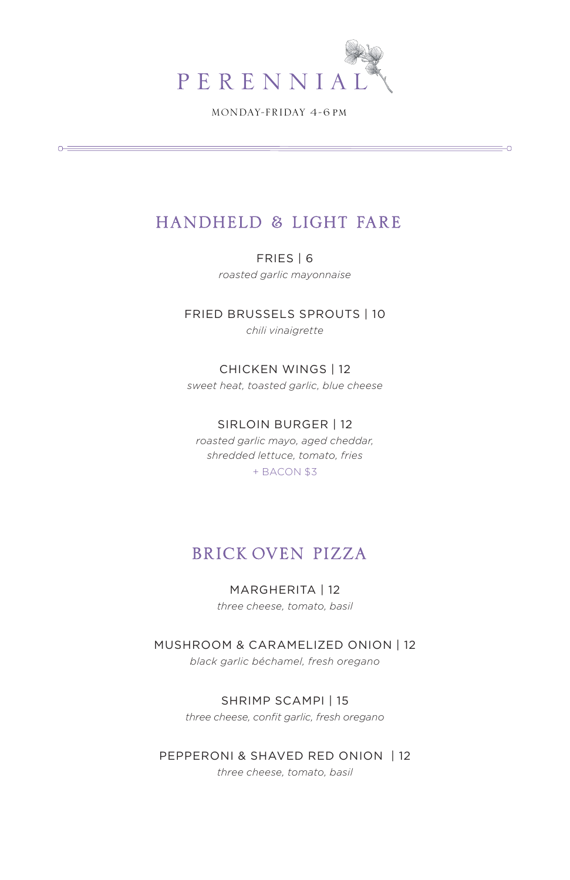# PERENNIAL

MONDAY-FRIDAY 4-6 PM

## HANDHELD & LIGHT FARE

FRIES | 6
*roasted garlic mayonnaise*

FRIED BRUSSELS SPROUTS | 10
*chili vinaigrette*

CHICKEN WINGS | 12
*sweet heat, toasted garlic, blue cheese*

SIRLOIN BURGER | 12
*roasted garlic mayo, aged cheddar, shredded lettuce, tomato, fries*
+ BACON $3

## BRICK OVEN PIZZA

MARGHERITA | 12
*three cheese, tomato, basil*

MUSHROOM & CARAMELIZED ONION | 12
*black garlic béchamel, fresh oregano*

SHRIMP SCAMPI | 15
*three cheese, confit garlic, fresh oregano*

PEPPERONI & SHAVED RED ONION | 12
*three cheese, tomato, basil*